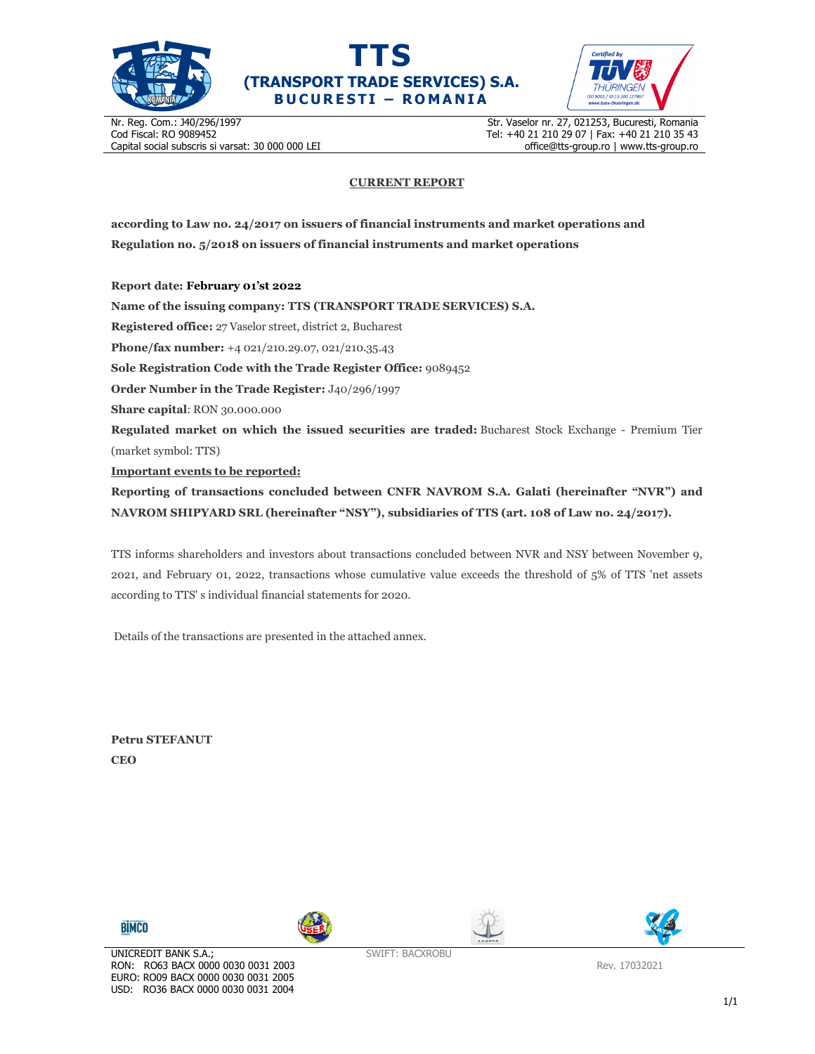# TTS
## (TRANSPORT TRADE SERVICES) S.A.
**BUCURESTI – ROMANIA**

Nr. Reg. Com.: J40/296/1997
Cod Fiscal: RO 9089452
Capital social subscris si varsat: 30 000 000 LEI

Str. Vaselor nr. 27, 021253, Bucuresti, Romania
Tel: +40 21 210 29 07 | Fax: +40 21 210 35 43
office@tts-group.ro | www.tts-group.ro

**CURRENT REPORT**

**according to Law no. 24/2017 on issuers of financial instruments and market operations and Regulation no. 5/2018 on issuers of financial instruments and market operations**

**Report date: February 01'st 2022**

**Name of the issuing company: TTS (TRANSPORT TRADE SERVICES) S.A.**

**Registered office:** 27 Vaselor street, district 2, Bucharest

**Phone/fax number:** +4 021/210.29.07, 021/210.35.43

**Sole Registration Code with the Trade Register Office:** 9089452

**Order Number in the Trade Register:** J40/296/1997

**Share capital**: RON 30.000.000

**Regulated market on which the issued securities are traded:** Bucharest Stock Exchange - Premium Tier (market symbol: TTS)

**Important events to be reported:**

**Reporting of transactions concluded between CNFR NAVROM S.A. Galati (hereinafter "NVR") and NAVROM SHIPYARD SRL (hereinafter "NSY"), subsidiaries of TTS (art. 108 of Law no. 24/2017).**

TTS informs shareholders and investors about transactions concluded between NVR and NSY between November 9, 2021, and February 01, 2022, transactions whose cumulative value exceeds the threshold of 5% of TTS 'net assets according to TTS' s individual financial statements for 2020.

Details of the transactions are presented in the attached annex.

**Petru STEFANUT**
**CEO**

UNICREDIT BANK S.A.;
RON: RO63 BACX 0000 0030 0031 2003
EURO: RO09 BACX 0000 0030 0031 2005
USD: RO36 BACX 0000 0030 0031 2004

SWIFT: BACXROBU

Rev. 17032021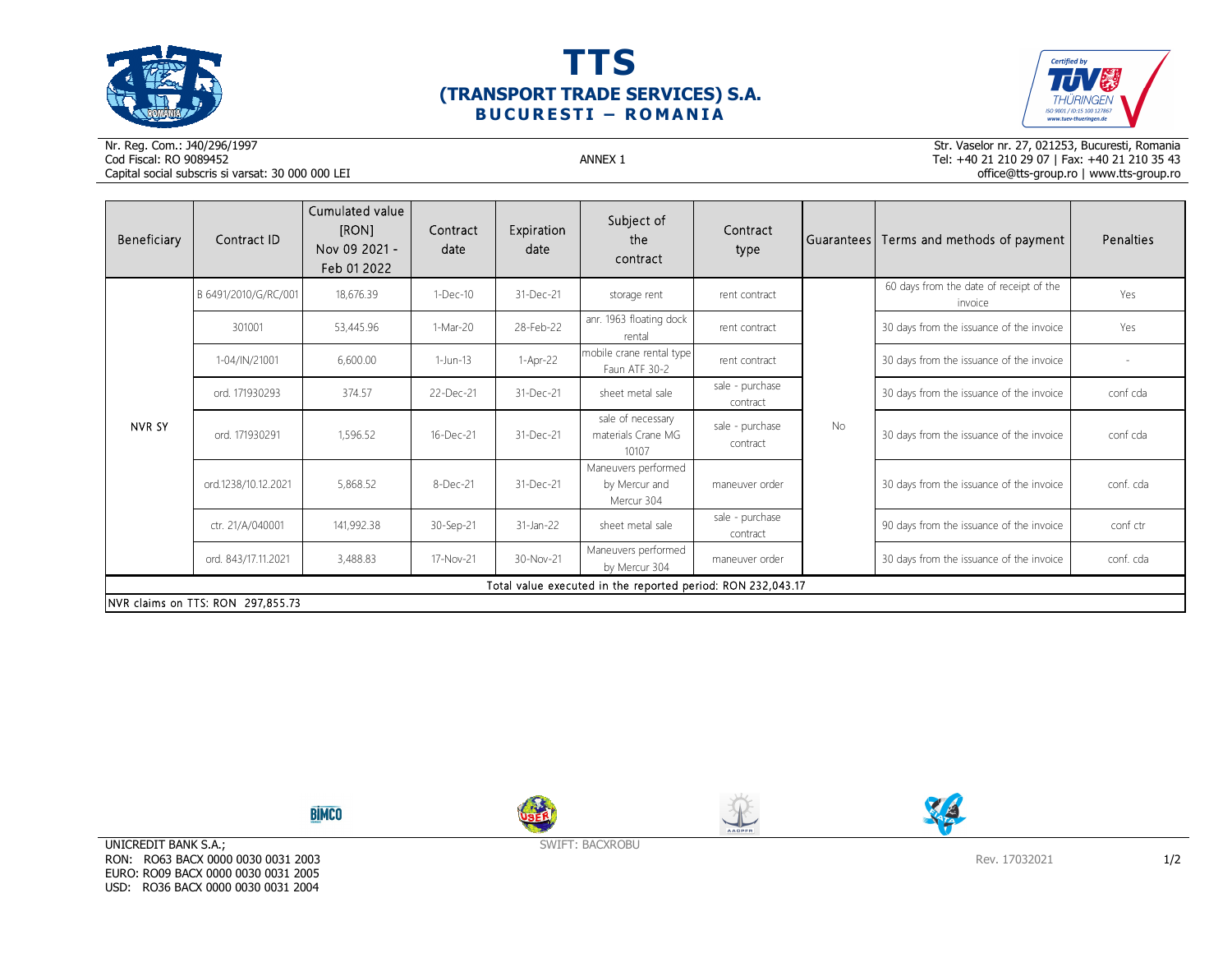# TTS
## (TRANSPORT TRADE SERVICES) S.A.
### BUCURESTI – ROMANIA

Nr. Reg. Com.: J40/296/1997
Cod Fiscal: RO 9089452
Capital social subscris si varsat: 30 000 000 LEI

ANNEX 1

Str. Vaselor nr. 27, 021253, Bucuresti, Romania
Tel: +40 21 210 29 07 | Fax: +40 21 210 35 43
office@tts-group.ro | www.tts-group.ro

| Beneficiary | Contract ID | Cumulated value [RON] Nov 09 2021 - Feb 01 2022 | Contract date | Expiration date | Subject of the contract | Contract type | Guarantees | Terms and methods of payment | Penalties |
|---|---|---|---|---|---|---|---|---|---|
| NVR SY | B 6491/2010/G/RC/001 | 18,676.39 | 1-Dec-10 | 31-Dec-21 | storage rent | rent contract | No | 60 days from the date of receipt of the invoice | Yes |
| | 301001 | 53,445.96 | 1-Mar-20 | 28-Feb-22 | anr. 1963 floating dock rental | rent contract | | 30 days from the issuance of the invoice | Yes |
| | 1-04/IN/21001 | 6,600.00 | 1-Jun-13 | 1-Apr-22 | mobile crane rental type Faun ATF 30-2 | rent contract | | 30 days from the issuance of the invoice | - |
| | ord. 171930293 | 374.57 | 22-Dec-21 | 31-Dec-21 | sheet metal sale | sale - purchase contract | | 30 days from the issuance of the invoice | conf cda |
| | ord. 171930291 | 1,596.52 | 16-Dec-21 | 31-Dec-21 | sale of necessary materials Crane MG 10107 | sale - purchase contract | | 30 days from the issuance of the invoice | conf cda |
| | ord.1238/10.12.2021 | 5,868.52 | 8-Dec-21 | 31-Dec-21 | Maneuvers performed by Mercur and Mercur 304 | maneuver order | | 30 days from the issuance of the invoice | conf. cda |
| | ctr. 21/A/040001 | 141,992.38 | 30-Sep-21 | 31-Jan-22 | sheet metal sale | sale - purchase contract | | 90 days from the issuance of the invoice | conf ctr |
| | ord. 843/17.11.2021 | 3,488.83 | 17-Nov-21 | 30-Nov-21 | Maneuvers performed by Mercur 304 | maneuver order | | 30 days from the issuance of the invoice | conf. cda |
| Total value executed in the reported period: RON 232,043.17 | | | | | | | | | |
| NVR claims on TTS: RON 297,855.73 | | | | | | | | | |

UNICREDIT BANK S.A.;
RON: RO63 BACX 0000 0030 0031 2003
EURO: RO09 BACX 0000 0030 0031 2005
USD: RO36 BACX 0000 0030 0031 2004

SWIFT: BACXROBU

Rev. 17032021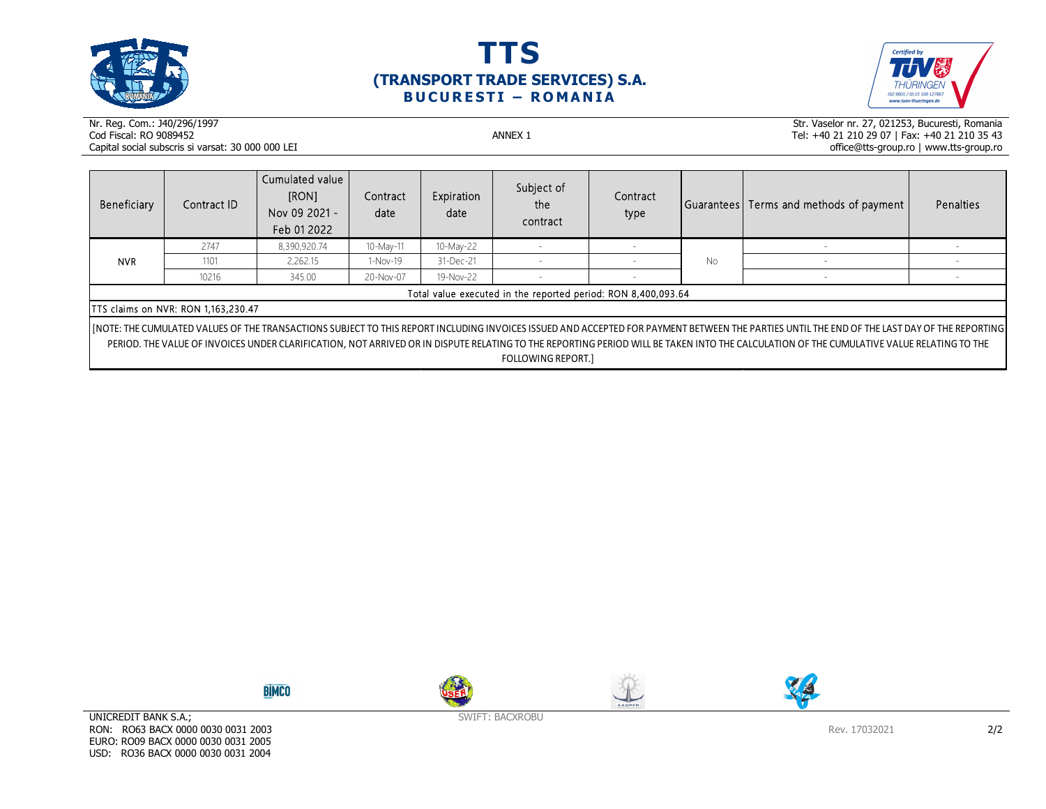# TTS
## (TRANSPORT TRADE SERVICES) S.A.
### BUCURESTI – ROMANIA

Nr. Reg. Com.: J40/296/1997
Cod Fiscal: RO 9089452
Capital social subscris si varsat: 30 000 000 LEI

ANNEX 1

Str. Vaselor nr. 27, 021253, Bucuresti, Romania
Tel: +40 21 210 29 07 | Fax: +40 21 210 35 43
office@tts-group.ro | www.tts-group.ro

| Beneficiary | Contract ID | Cumulated value [RON] Nov 09 2021 - Feb 01 2022 | Contract date | Expiration date | Subject of the contract | Contract type | Guarantees | Terms and methods of payment | Penalties |
|---|---|---|---|---|---|---|---|---|---|
| NVR | 2747 | 8,390,920.74 | 10-May-11 | 10-May-22 | - | - | No | - | - |
| | 1101 | 2,262.15 | 1-Nov-19 | 31-Dec-21 | - | - | | - | - |
| | 10216 | 345.00 | 20-Nov-07 | 19-Nov-22 | - | - | | - | - |
| Total value executed in the reported period: RON 8,400,093.64 | | | | | | | | | |
| TTS claims on NVR: RON 1,163,230.47 | | | | | | | | | |
| [NOTE: THE CUMULATED VALUES OF THE TRANSACTIONS SUBJECT TO THIS REPORT INCLUDING INVOICES ISSUED AND ACCEPTED FOR PAYMENT BETWEEN THE PARTIES UNTIL THE END OF THE LAST DAY OF THE REPORTING PERIOD. THE VALUE OF INVOICES UNDER CLARIFICATION, NOT ARRIVED OR IN DISPUTE RELATING TO THE REPORTING PERIOD WILL BE TAKEN INTO THE CALCULATION OF THE CUMULATIVE VALUE RELATING TO THE FOLLOWING REPORT.] | | | | | | | | | |

UNICREDIT BANK S.A.;
RON: RO63 BACX 0000 0030 0031 2003
EURO: RO09 BACX 0000 0030 0031 2005
USD: RO36 BACX 0000 0030 0031 2004

SWIFT: BACXROBU

Rev. 17032021